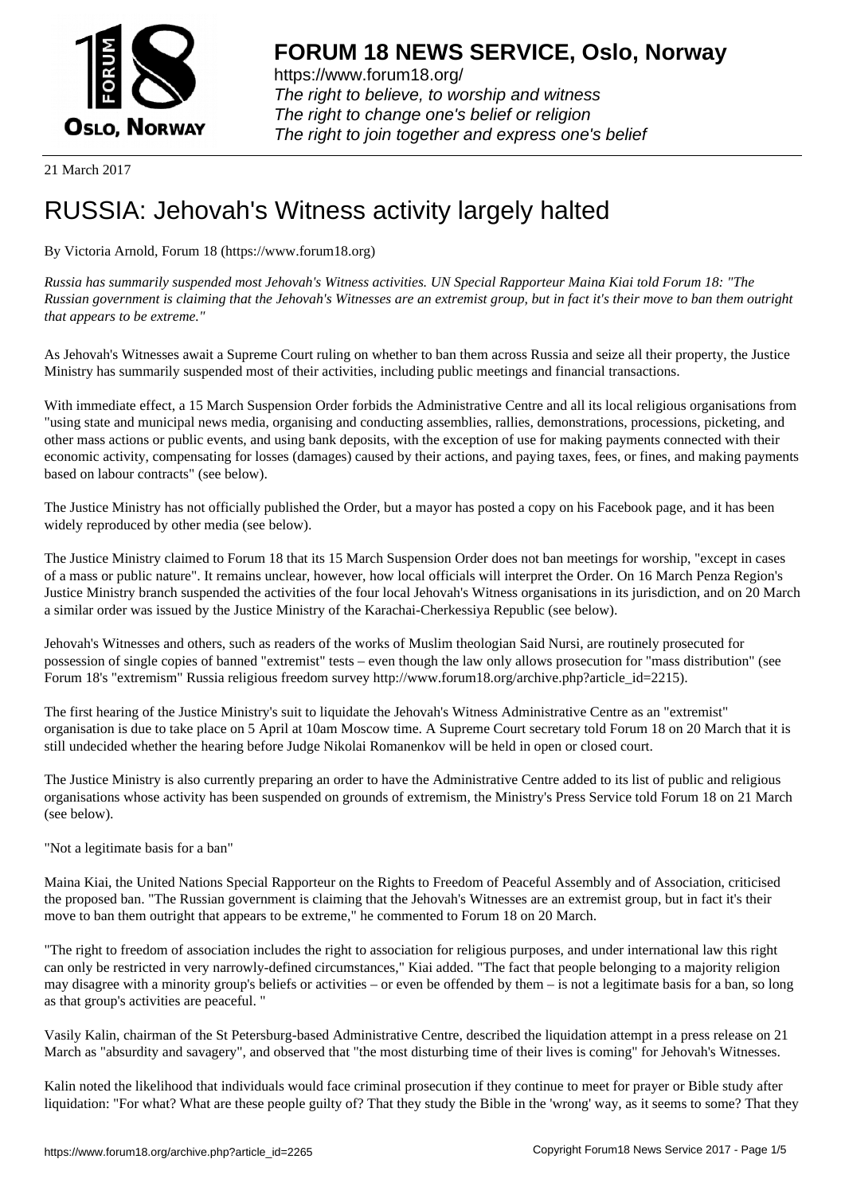# FORUM 18 NEWS SERVICE, Oslo, Norway

https://www.forum18.org/
*The right to believe, to worship and witness*
*The right to change one's belief or religion*
*The right to join together and express one's belief*

21 March 2017

# RUSSIA: Jehovah's Witness activity largely halted

By Victoria Arnold, Forum 18 (https://www.forum18.org)

*Russia has summarily suspended most Jehovah's Witness activities. UN Special Rapporteur Maina Kiai told Forum 18: "The Russian government is claiming that the Jehovah's Witnesses are an extremist group, but in fact it's their move to ban them outright that appears to be extreme."*

As Jehovah's Witnesses await a Supreme Court ruling on whether to ban them across Russia and seize all their property, the Justice Ministry has summarily suspended most of their activities, including public meetings and financial transactions.

With immediate effect, a 15 March Suspension Order forbids the Administrative Centre and all its local religious organisations from "using state and municipal news media, organising and conducting assemblies, rallies, demonstrations, processions, picketing, and other mass actions or public events, and using bank deposits, with the exception of use for making payments connected with their economic activity, compensating for losses (damages) caused by their actions, and paying taxes, fees, or fines, and making payments based on labour contracts" (see below).

The Justice Ministry has not officially published the Order, but a mayor has posted a copy on his Facebook page, and it has been widely reproduced by other media (see below).

The Justice Ministry claimed to Forum 18 that its 15 March Suspension Order does not ban meetings for worship, "except in cases of a mass or public nature". It remains unclear, however, how local officials will interpret the Order. On 16 March Penza Region's Justice Ministry branch suspended the activities of the four local Jehovah's Witness organisations in its jurisdiction, and on 20 March a similar order was issued by the Justice Ministry of the Karachai-Cherkessiya Republic (see below).

Jehovah's Witnesses and others, such as readers of the works of Muslim theologian Said Nursi, are routinely prosecuted for possession of single copies of banned "extremist" tests – even though the law only allows prosecution for "mass distribution" (see Forum 18's "extremism" Russia religious freedom survey http://www.forum18.org/archive.php?article_id=2215).

The first hearing of the Justice Ministry's suit to liquidate the Jehovah's Witness Administrative Centre as an "extremist" organisation is due to take place on 5 April at 10am Moscow time. A Supreme Court secretary told Forum 18 on 20 March that it is still undecided whether the hearing before Judge Nikolai Romanenkov will be held in open or closed court.

The Justice Ministry is also currently preparing an order to have the Administrative Centre added to its list of public and religious organisations whose activity has been suspended on grounds of extremism, the Ministry's Press Service told Forum 18 on 21 March (see below).

"Not a legitimate basis for a ban"

Maina Kiai, the United Nations Special Rapporteur on the Rights to Freedom of Peaceful Assembly and of Association, criticised the proposed ban. "The Russian government is claiming that the Jehovah's Witnesses are an extremist group, but in fact it's their move to ban them outright that appears to be extreme," he commented to Forum 18 on 20 March.

"The right to freedom of association includes the right to association for religious purposes, and under international law this right can only be restricted in very narrowly-defined circumstances," Kiai added. "The fact that people belonging to a majority religion may disagree with a minority group's beliefs or activities – or even be offended by them – is not a legitimate basis for a ban, so long as that group's activities are peaceful. "

Vasily Kalin, chairman of the St Petersburg-based Administrative Centre, described the liquidation attempt in a press release on 21 March as "absurdity and savagery", and observed that "the most disturbing time of their lives is coming" for Jehovah's Witnesses.

Kalin noted the likelihood that individuals would face criminal prosecution if they continue to meet for prayer or Bible study after liquidation: "For what? What are these people guilty of? That they study the Bible in the 'wrong' way, as it seems to some? That they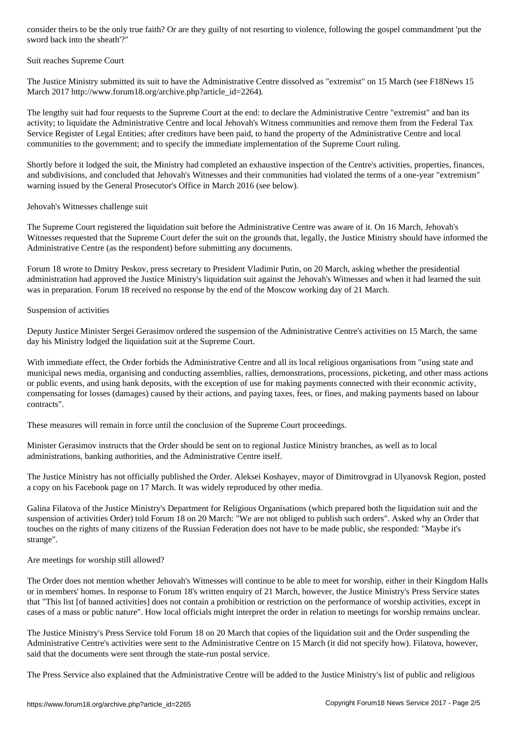consider theirs to be the only true faith? Or are they guilty of not resorting to violence, following the gospel commandment 'put the sword back into the sheath'?"

## Suit reaches Supreme Court

The Justice Ministry submitted its suit to have the Administrative Centre dissolved as "extremist" on 15 March (see F18News 15 March 2017 http://www.forum18.org/archive.php?article_id=2264).

The lengthy suit had four requests to the Supreme Court at the end: to declare the Administrative Centre "extremist" and ban its activity; to liquidate the Administrative Centre and local Jehovah's Witness communities and remove them from the Federal Tax Service Register of Legal Entities; after creditors have been paid, to hand the property of the Administrative Centre and local communities to the government; and to specify the immediate implementation of the Supreme Court ruling.

Shortly before it lodged the suit, the Ministry had completed an exhaustive inspection of the Centre's activities, properties, finances, and subdivisions, and concluded that Jehovah's Witnesses and their communities had violated the terms of a one-year "extremism" warning issued by the General Prosecutor's Office in March 2016 (see below).

## Jehovah's Witnesses challenge suit

The Supreme Court registered the liquidation suit before the Administrative Centre was aware of it. On 16 March, Jehovah's Witnesses requested that the Supreme Court defer the suit on the grounds that, legally, the Justice Ministry should have informed the Administrative Centre (as the respondent) before submitting any documents.

Forum 18 wrote to Dmitry Peskov, press secretary to President Vladimir Putin, on 20 March, asking whether the presidential administration had approved the Justice Ministry's liquidation suit against the Jehovah's Witnesses and when it had learned the suit was in preparation. Forum 18 received no response by the end of the Moscow working day of 21 March.

## Suspension of activities

Deputy Justice Minister Sergei Gerasimov ordered the suspension of the Administrative Centre's activities on 15 March, the same day his Ministry lodged the liquidation suit at the Supreme Court.

With immediate effect, the Order forbids the Administrative Centre and all its local religious organisations from "using state and municipal news media, organising and conducting assemblies, rallies, demonstrations, processions, picketing, and other mass actions or public events, and using bank deposits, with the exception of use for making payments connected with their economic activity, compensating for losses (damages) caused by their actions, and paying taxes, fees, or fines, and making payments based on labour contracts".

These measures will remain in force until the conclusion of the Supreme Court proceedings.

Minister Gerasimov instructs that the Order should be sent on to regional Justice Ministry branches, as well as to local administrations, banking authorities, and the Administrative Centre itself.

The Justice Ministry has not officially published the Order. Aleksei Koshayev, mayor of Dimitrovgrad in Ulyanovsk Region, posted a copy on his Facebook page on 17 March. It was widely reproduced by other media.

Galina Filatova of the Justice Ministry's Department for Religious Organisations (which prepared both the liquidation suit and the suspension of activities Order) told Forum 18 on 20 March: "We are not obliged to publish such orders". Asked why an Order that touches on the rights of many citizens of the Russian Federation does not have to be made public, she responded: "Maybe it's strange".

## Are meetings for worship still allowed?

The Order does not mention whether Jehovah's Witnesses will continue to be able to meet for worship, either in their Kingdom Halls or in members' homes. In response to Forum 18's written enquiry of 21 March, however, the Justice Ministry's Press Service states that "This list [of banned activities] does not contain a prohibition or restriction on the performance of worship activities, except in cases of a mass or public nature". How local officials might interpret the order in relation to meetings for worship remains unclear.

The Justice Ministry's Press Service told Forum 18 on 20 March that copies of the liquidation suit and the Order suspending the Administrative Centre's activities were sent to the Administrative Centre on 15 March (it did not specify how). Filatova, however, said that the documents were sent through the state-run postal service.

The Press Service also explained that the Administrative Centre will be added to the Justice Ministry's list of public and religious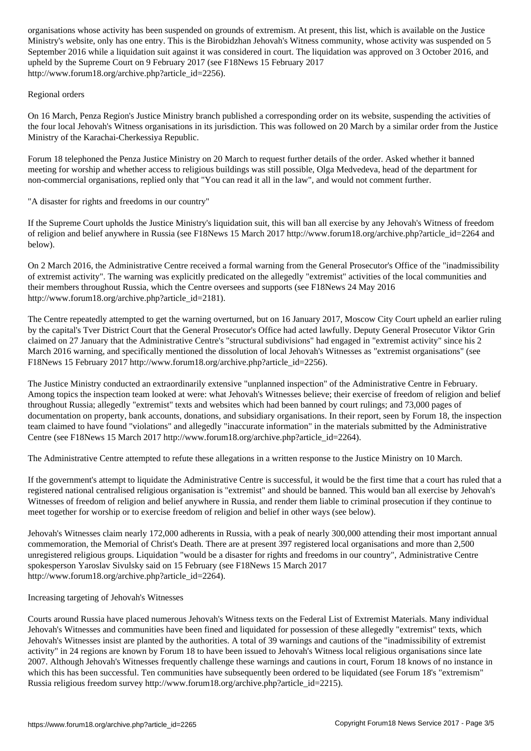organisations whose activity has been suspended on grounds of extremism. At present, this list, which is available on the Justice Ministry's website, only has one entry. This is the Birobidzhan Jehovah's Witness community, whose activity was suspended on 5 September 2016 while a liquidation suit against it was considered in court. The liquidation was approved on 3 October 2016, and upheld by the Supreme Court on 9 February 2017 (see F18News 15 February 2017 http://www.forum18.org/archive.php?article_id=2256).

## Regional orders

On 16 March, Penza Region's Justice Ministry branch published a corresponding order on its website, suspending the activities of the four local Jehovah's Witness organisations in its jurisdiction. This was followed on 20 March by a similar order from the Justice Ministry of the Karachai-Cherkessiya Republic.

Forum 18 telephoned the Penza Justice Ministry on 20 March to request further details of the order. Asked whether it banned meeting for worship and whether access to religious buildings was still possible, Olga Medvedeva, head of the department for non-commercial organisations, replied only that "You can read it all in the law", and would not comment further.

## "A disaster for rights and freedoms in our country"

If the Supreme Court upholds the Justice Ministry's liquidation suit, this will ban all exercise by any Jehovah's Witness of freedom of religion and belief anywhere in Russia (see F18News 15 March 2017 http://www.forum18.org/archive.php?article_id=2264 and below).

On 2 March 2016, the Administrative Centre received a formal warning from the General Prosecutor's Office of the "inadmissibility of extremist activity". The warning was explicitly predicated on the allegedly "extremist" activities of the local communities and their members throughout Russia, which the Centre oversees and supports (see F18News 24 May 2016 http://www.forum18.org/archive.php?article_id=2181).

The Centre repeatedly attempted to get the warning overturned, but on 16 January 2017, Moscow City Court upheld an earlier ruling by the capital's Tver District Court that the General Prosecutor's Office had acted lawfully. Deputy General Prosecutor Viktor Grin claimed on 27 January that the Administrative Centre's "structural subdivisions" had engaged in "extremist activity" since his 2 March 2016 warning, and specifically mentioned the dissolution of local Jehovah's Witnesses as "extremist organisations" (see F18News 15 February 2017 http://www.forum18.org/archive.php?article_id=2256).

The Justice Ministry conducted an extraordinarily extensive "unplanned inspection" of the Administrative Centre in February. Among topics the inspection team looked at were: what Jehovah's Witnesses believe; their exercise of freedom of religion and belief throughout Russia; allegedly "extremist" texts and websites which had been banned by court rulings; and 73,000 pages of documentation on property, bank accounts, donations, and subsidiary organisations. In their report, seen by Forum 18, the inspection team claimed to have found "violations" and allegedly "inaccurate information" in the materials submitted by the Administrative Centre (see F18News 15 March 2017 http://www.forum18.org/archive.php?article_id=2264).

The Administrative Centre attempted to refute these allegations in a written response to the Justice Ministry on 10 March.

If the government's attempt to liquidate the Administrative Centre is successful, it would be the first time that a court has ruled that a registered national centralised religious organisation is "extremist" and should be banned. This would ban all exercise by Jehovah's Witnesses of freedom of religion and belief anywhere in Russia, and render them liable to criminal prosecution if they continue to meet together for worship or to exercise freedom of religion and belief in other ways (see below).

Jehovah's Witnesses claim nearly 172,000 adherents in Russia, with a peak of nearly 300,000 attending their most important annual commemoration, the Memorial of Christ's Death. There are at present 397 registered local organisations and more than 2,500 unregistered religious groups. Liquidation "would be a disaster for rights and freedoms in our country", Administrative Centre spokesperson Yaroslav Sivulsky said on 15 February (see F18News 15 March 2017 http://www.forum18.org/archive.php?article_id=2264).

## Increasing targeting of Jehovah's Witnesses

Courts around Russia have placed numerous Jehovah's Witness texts on the Federal List of Extremist Materials. Many individual Jehovah's Witnesses and communities have been fined and liquidated for possession of these allegedly "extremist" texts, which Jehovah's Witnesses insist are planted by the authorities. A total of 39 warnings and cautions of the "inadmissibility of extremist activity" in 24 regions are known by Forum 18 to have been issued to Jehovah's Witness local religious organisations since late 2007. Although Jehovah's Witnesses frequently challenge these warnings and cautions in court, Forum 18 knows of no instance in which this has been successful. Ten communities have subsequently been ordered to be liquidated (see Forum 18's "extremism" Russia religious freedom survey http://www.forum18.org/archive.php?article_id=2215).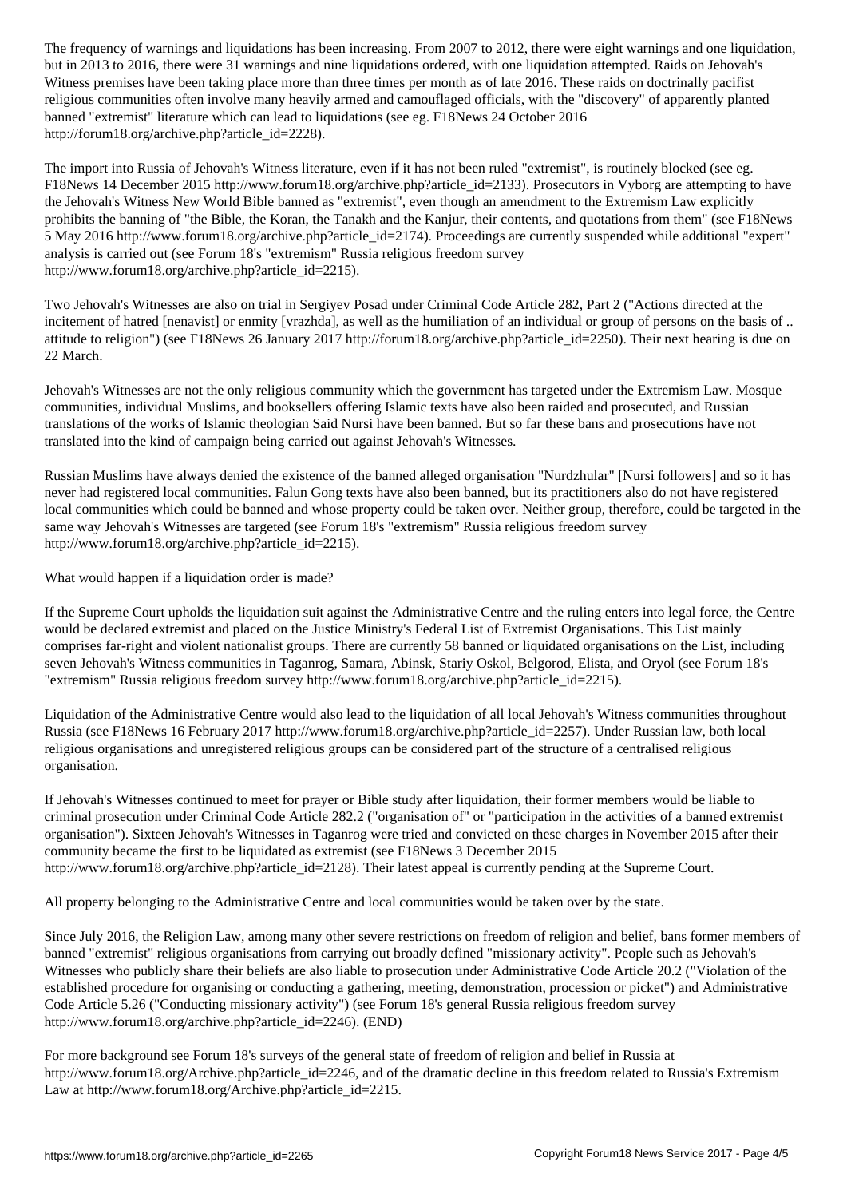The frequency of warnings and liquidations has been increasing. From 2007 to 2012, there were eight warnings and one liquidation, but in 2013 to 2016, there were 31 warnings and nine liquidations ordered, with one liquidation attempted. Raids on Jehovah's Witness premises have been taking place more than three times per month as of late 2016. These raids on doctrinally pacifist religious communities often involve many heavily armed and camouflaged officials, with the "discovery" of apparently planted banned "extremist" literature which can lead to liquidations (see eg. F18News 24 October 2016 http://forum18.org/archive.php?article_id=2228).

The import into Russia of Jehovah's Witness literature, even if it has not been ruled "extremist", is routinely blocked (see eg. F18News 14 December 2015 http://www.forum18.org/archive.php?article_id=2133). Prosecutors in Vyborg are attempting to have the Jehovah's Witness New World Bible banned as "extremist", even though an amendment to the Extremism Law explicitly prohibits the banning of "the Bible, the Koran, the Tanakh and the Kanjur, their contents, and quotations from them" (see F18News 5 May 2016 http://www.forum18.org/archive.php?article_id=2174). Proceedings are currently suspended while additional "expert" analysis is carried out (see Forum 18's "extremism" Russia religious freedom survey http://www.forum18.org/archive.php?article_id=2215).

Two Jehovah's Witnesses are also on trial in Sergiyev Posad under Criminal Code Article 282, Part 2 ("Actions directed at the incitement of hatred [nenavist] or enmity [vrazhda], as well as the humiliation of an individual or group of persons on the basis of .. attitude to religion") (see F18News 26 January 2017 http://forum18.org/archive.php?article_id=2250). Their next hearing is due on 22 March.

Jehovah's Witnesses are not the only religious community which the government has targeted under the Extremism Law. Mosque communities, individual Muslims, and booksellers offering Islamic texts have also been raided and prosecuted, and Russian translations of the works of Islamic theologian Said Nursi have been banned. But so far these bans and prosecutions have not translated into the kind of campaign being carried out against Jehovah's Witnesses.

Russian Muslims have always denied the existence of the banned alleged organisation "Nurdzhular" [Nursi followers] and so it has never had registered local communities. Falun Gong texts have also been banned, but its practitioners also do not have registered local communities which could be banned and whose property could be taken over. Neither group, therefore, could be targeted in the same way Jehovah's Witnesses are targeted (see Forum 18's "extremism" Russia religious freedom survey http://www.forum18.org/archive.php?article_id=2215).

What would happen if a liquidation order is made?

If the Supreme Court upholds the liquidation suit against the Administrative Centre and the ruling enters into legal force, the Centre would be declared extremist and placed on the Justice Ministry's Federal List of Extremist Organisations. This List mainly comprises far-right and violent nationalist groups. There are currently 58 banned or liquidated organisations on the List, including seven Jehovah's Witness communities in Taganrog, Samara, Abinsk, Stariy Oskol, Belgorod, Elista, and Oryol (see Forum 18's "extremism" Russia religious freedom survey http://www.forum18.org/archive.php?article_id=2215).

Liquidation of the Administrative Centre would also lead to the liquidation of all local Jehovah's Witness communities throughout Russia (see F18News 16 February 2017 http://www.forum18.org/archive.php?article_id=2257). Under Russian law, both local religious organisations and unregistered religious groups can be considered part of the structure of a centralised religious organisation.

If Jehovah's Witnesses continued to meet for prayer or Bible study after liquidation, their former members would be liable to criminal prosecution under Criminal Code Article 282.2 ("organisation of" or "participation in the activities of a banned extremist organisation"). Sixteen Jehovah's Witnesses in Taganrog were tried and convicted on these charges in November 2015 after their community became the first to be liquidated as extremist (see F18News 3 December 2015 http://www.forum18.org/archive.php?article_id=2128). Their latest appeal is currently pending at the Supreme Court.

All property belonging to the Administrative Centre and local communities would be taken over by the state.

Since July 2016, the Religion Law, among many other severe restrictions on freedom of religion and belief, bans former members of banned "extremist" religious organisations from carrying out broadly defined "missionary activity". People such as Jehovah's Witnesses who publicly share their beliefs are also liable to prosecution under Administrative Code Article 20.2 ("Violation of the established procedure for organising or conducting a gathering, meeting, demonstration, procession or picket") and Administrative Code Article 5.26 ("Conducting missionary activity") (see Forum 18's general Russia religious freedom survey http://www.forum18.org/archive.php?article_id=2246). (END)

For more background see Forum 18's surveys of the general state of freedom of religion and belief in Russia at http://www.forum18.org/Archive.php?article_id=2246, and of the dramatic decline in this freedom related to Russia's Extremism Law at http://www.forum18.org/Archive.php?article_id=2215.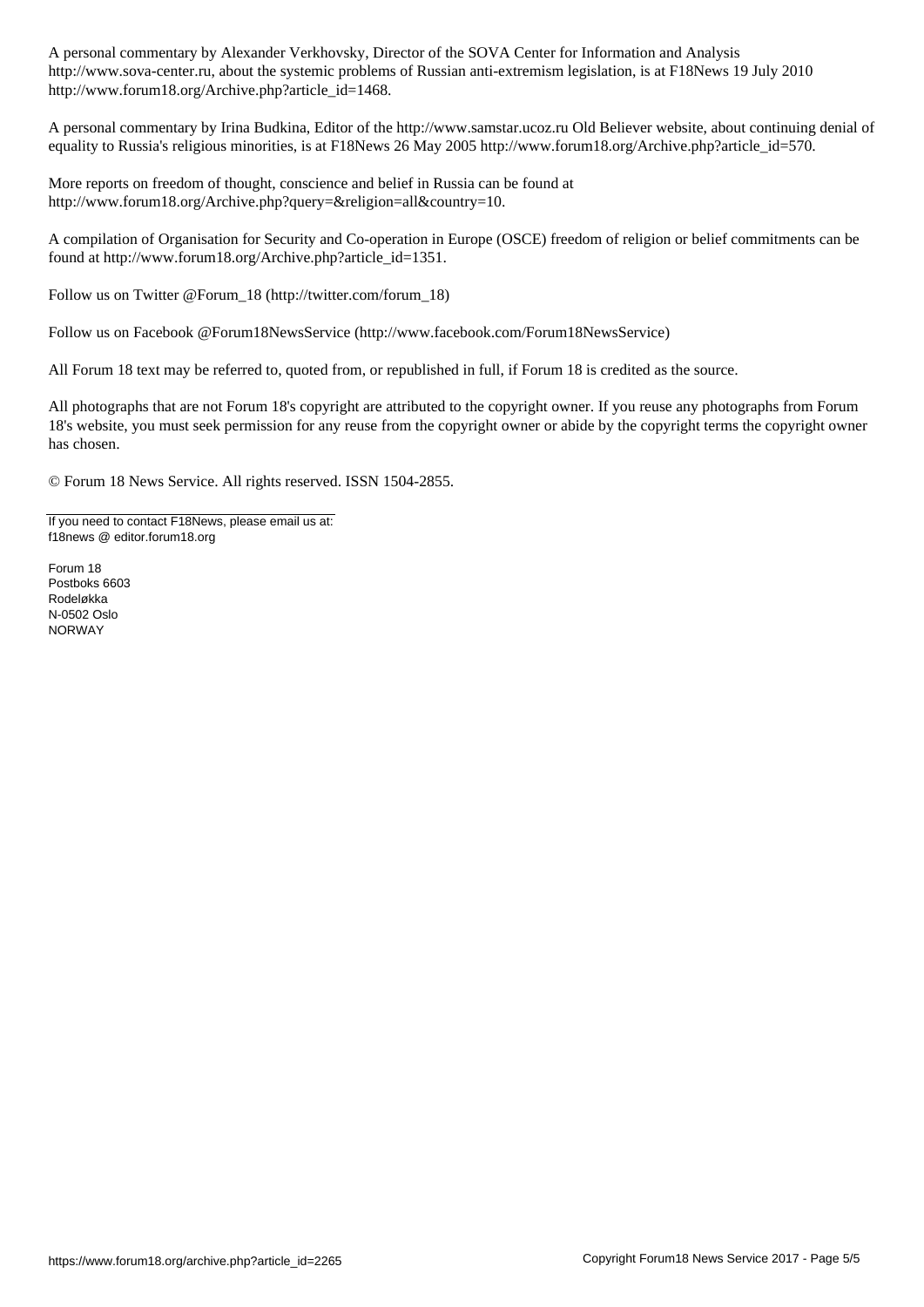A personal commentary by Alexander Verkhovsky, Director of the SOVA Center for Information and Analysis http://www.sova-center.ru, about the systemic problems of Russian anti-extremism legislation, is at F18News 19 July 2010 http://www.forum18.org/Archive.php?article_id=1468.

A personal commentary by Irina Budkina, Editor of the http://www.samstar.ucoz.ru Old Believer website, about continuing denial of equality to Russia's religious minorities, is at F18News 26 May 2005 http://www.forum18.org/Archive.php?article_id=570.

More reports on freedom of thought, conscience and belief in Russia can be found at http://www.forum18.org/Archive.php?query=&religion=all&country=10.

A compilation of Organisation for Security and Co-operation in Europe (OSCE) freedom of religion or belief commitments can be found at http://www.forum18.org/Archive.php?article_id=1351.

Follow us on Twitter @Forum_18 (http://twitter.com/forum_18)

Follow us on Facebook @Forum18NewsService (http://www.facebook.com/Forum18NewsService)

All Forum 18 text may be referred to, quoted from, or republished in full, if Forum 18 is credited as the source.

All photographs that are not Forum 18's copyright are attributed to the copyright owner. If you reuse any photographs from Forum 18's website, you must seek permission for any reuse from the copyright owner or abide by the copyright terms the copyright owner has chosen.

© Forum 18 News Service. All rights reserved. ISSN 1504-2855.

---

If you need to contact F18News, please email us at:
f18news @ editor.forum18.org

Forum 18
Postboks 6603
Rodeløkka
N-0502 Oslo
NORWAY